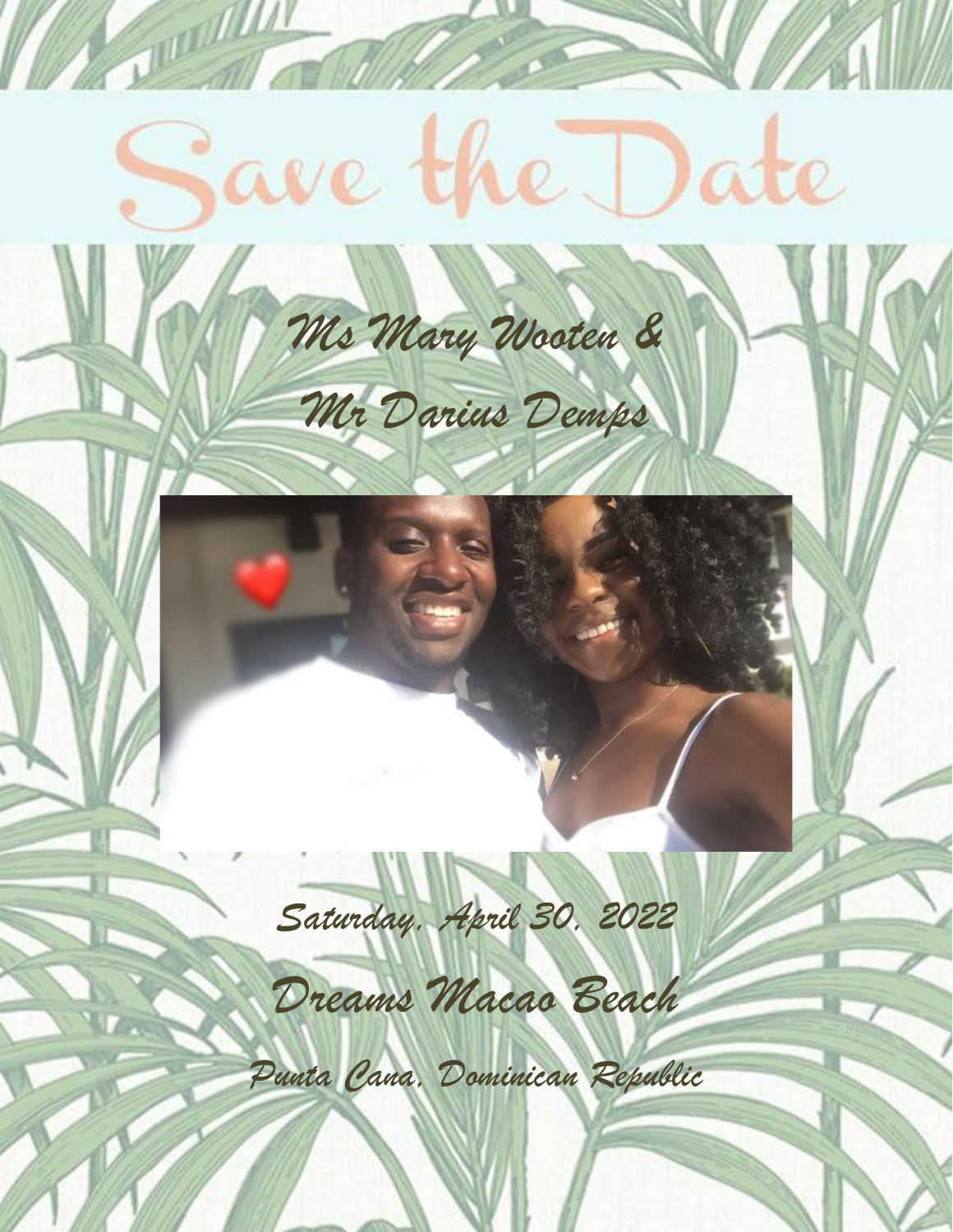# Save the Date

*Ms Mary Wooten &*

*Mr Darius Demps*

*Saturday, April 30, 2022*

*Dreams Macao Beach*

*Punta Cana, Dominican Republic*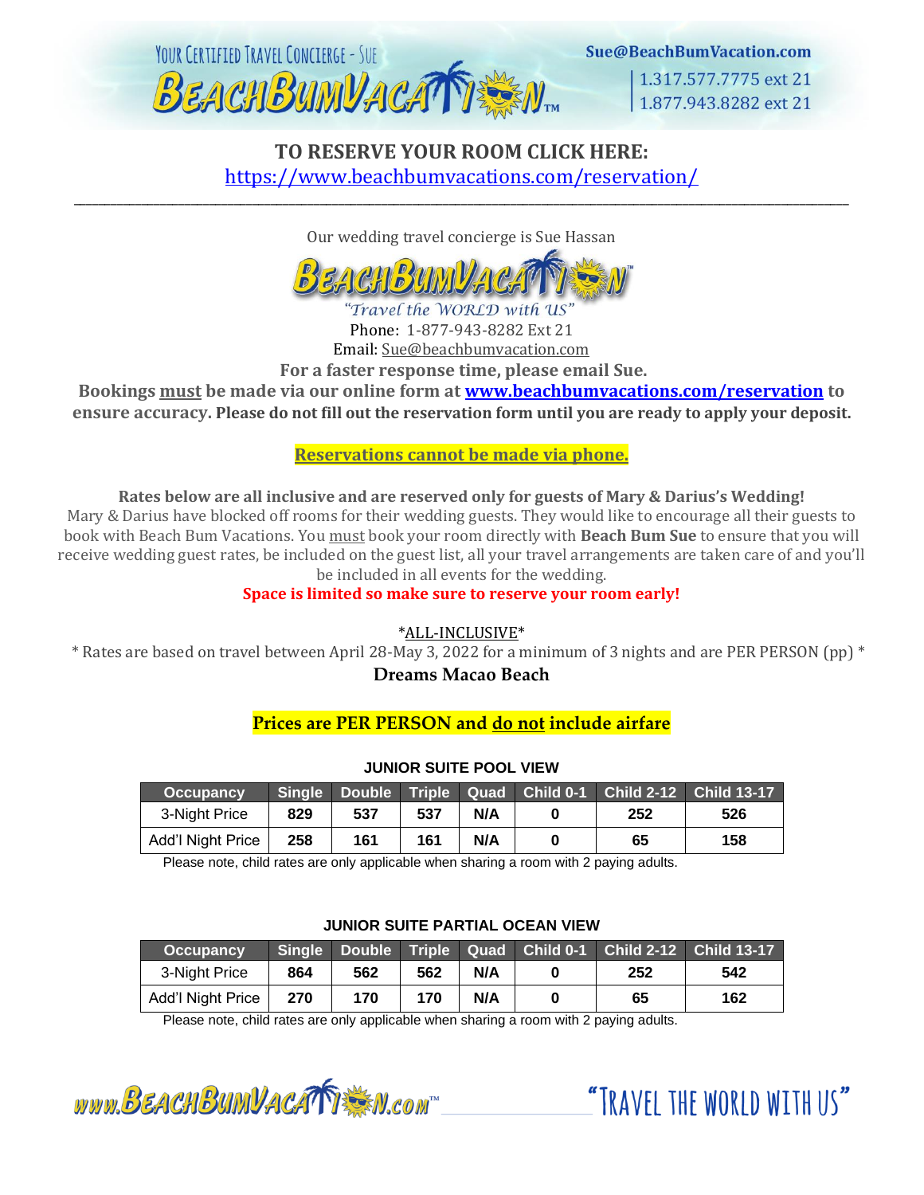YOUR CERTIFIED TRAVEL CONCIERGE - SUE

BEACHBUMVACATION™

Sue@BeachBumVacation.com

1.317.577.7775 ext 21
1.877.943.8282 ext 21

**TO RESERVE YOUR ROOM CLICK HERE:**
https://www.beachbumvacations.com/reservation/

---

Our wedding travel concierge is Sue Hassan

BEACHBUMVACATION™

"Travel the WORLD with US"

Phone: 1-877-943-8282 Ext 21
Email: Sue@beachbumvacation.com

**For a faster response time, please email Sue.**

**Bookings must be made via our online form at www.beachbumvacations.com/reservation to ensure accuracy. Please do not fill out the reservation form until you are ready to apply your deposit.**

**Reservations cannot be made via phone.**

**Rates below are all inclusive and are reserved only for guests of Mary & Darius's Wedding!**

Mary & Darius have blocked off rooms for their wedding guests. They would like to encourage all their guests to book with Beach Bum Vacations. You must book your room directly with **Beach Bum Sue** to ensure that you will receive wedding guest rates, be included on the guest list, all your travel arrangements are taken care of and you'll be included in all events for the wedding.

**Space is limited so make sure to reserve your room early!**

*ALL-INCLUSIVE*

* Rates are based on travel between April 28-May 3, 2022 for a minimum of 3 nights and are PER PERSON (pp) *

**Dreams Macao Beach**

**Prices are PER PERSON and do not include airfare**

**JUNIOR SUITE POOL VIEW**

| Occupancy | Single | Double | Triple | Quad | Child 0-1 | Child 2-12 | Child 13-17 |
|---|---|---|---|---|---|---|---|
| 3-Night Price | 829 | 537 | 537 | N/A | 0 | 252 | 526 |
| Add'l Night Price | 258 | 161 | 161 | N/A | 0 | 65 | 158 |

Please note, child rates are only applicable when sharing a room with 2 paying adults.

**JUNIOR SUITE PARTIAL OCEAN VIEW**

| Occupancy | Single | Double | Triple | Quad | Child 0-1 | Child 2-12 | Child 13-17 |
|---|---|---|---|---|---|---|---|
| 3-Night Price | 864 | 562 | 562 | N/A | 0 | 252 | 542 |
| Add'l Night Price | 270 | 170 | 170 | N/A | 0 | 65 | 162 |

Please note, child rates are only applicable when sharing a room with 2 paying adults.

www.BEACHBUMVACATION.com™ "TRAVEL THE WORLD WITH US"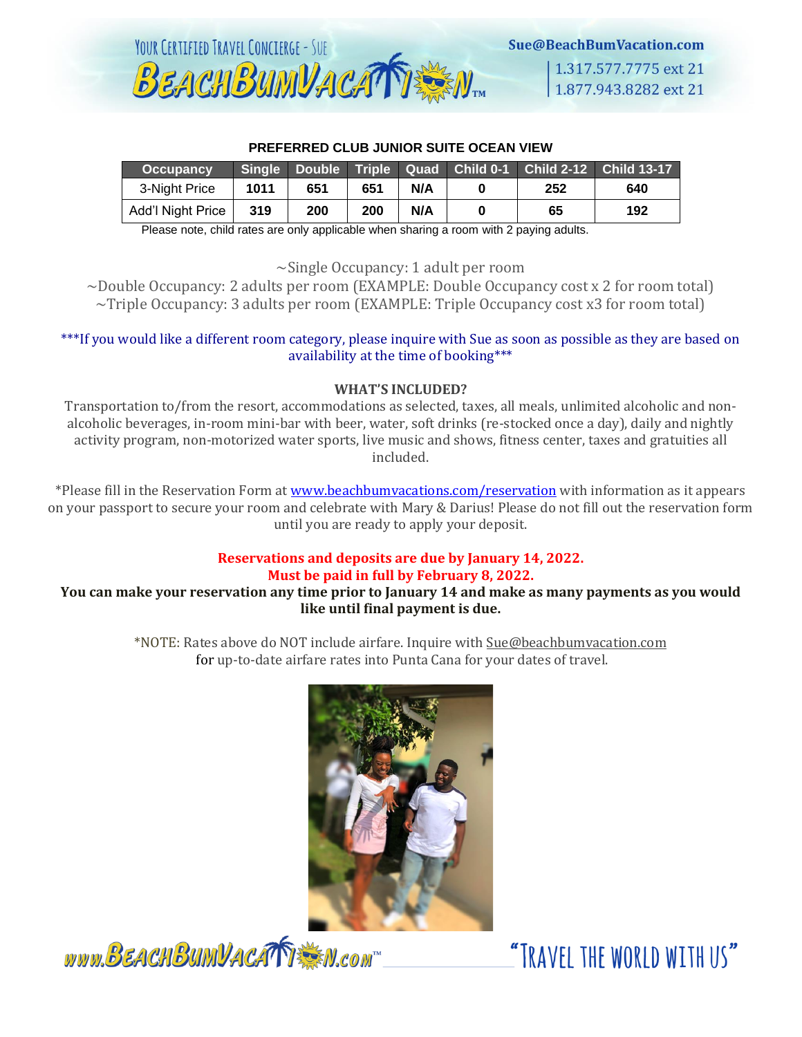## PREFERRED CLUB JUNIOR SUITE OCEAN VIEW

| Occupancy | Single | Double | Triple | Quad | Child 0-1 | Child 2-12 | Child 13-17 |
|---|---|---|---|---|---|---|---|
| 3-Night Price | 1011 | 651 | 651 | N/A | 0 | 252 | 640 |
| Add'l Night Price | 319 | 200 | 200 | N/A | 0 | 65 | 192 |

Please note, child rates are only applicable when sharing a room with 2 paying adults.

~Single Occupancy: 1 adult per room
~Double Occupancy: 2 adults per room (EXAMPLE: Double Occupancy cost x 2 for room total)
~Triple Occupancy: 3 adults per room (EXAMPLE: Triple Occupancy cost x3 for room total)

***If you would like a different room category, please inquire with Sue as soon as possible as they are based on availability at the time of booking***

**WHAT'S INCLUDED?**

Transportation to/from the resort, accommodations as selected, taxes, all meals, unlimited alcoholic and non-alcoholic beverages, in-room mini-bar with beer, water, soft drinks (re-stocked once a day), daily and nightly activity program, non-motorized water sports, live music and shows, fitness center, taxes and gratuities all included.

*Please fill in the Reservation Form at [www.beachbumvacations.com/reservation](www.beachbumvacations.com/reservation) with information as it appears on your passport to secure your room and celebrate with Mary & Darius! Please do not fill out the reservation form until you are ready to apply your deposit.

**Reservations and deposits are due by January 14, 2022.**
**Must be paid in full by February 8, 2022.**
**You can make your reservation any time prior to January 14 and make as many payments as you would like until final payment is due.**

*NOTE: Rates above do NOT include airfare. Inquire with Sue@beachbumvacation.com for up-to-date airfare rates into Punta Cana for your dates of travel.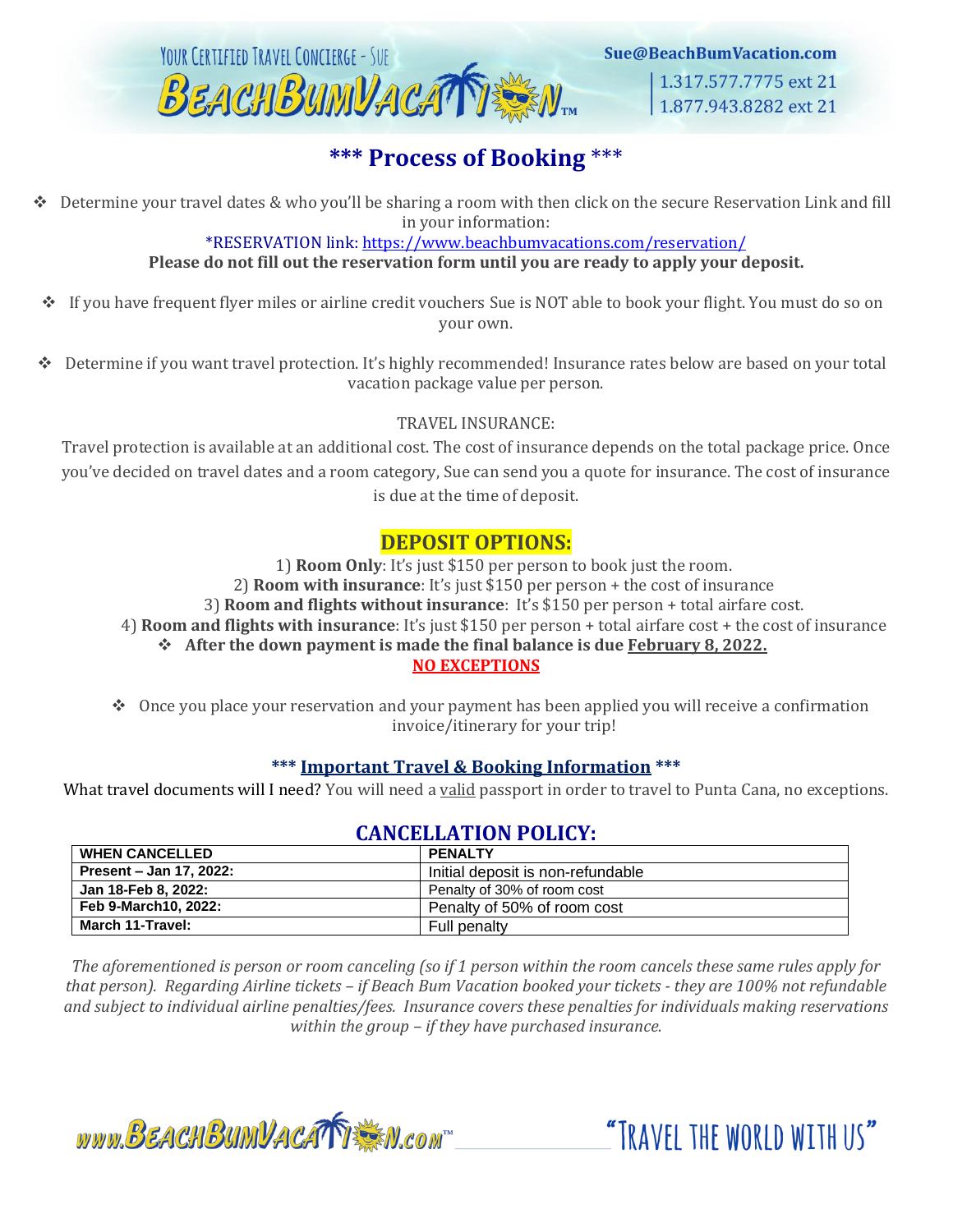YOUR CERTIFIED TRAVEL CONCIERGE - SUE

BEACHBUMVACATION™

Sue@BeachBumVacation.com

1.317.577.7775 ext 21
1.877.943.8282 ext 21

## *** Process of Booking ***

- Determine your travel dates & who you'll be sharing a room with then click on the secure Reservation Link and fill in your information:

  *RESERVATION link: https://www.beachbumvacations.com/reservation/

  **Please do not fill out the reservation form until you are ready to apply your deposit.**

- If you have frequent flyer miles or airline credit vouchers Sue is NOT able to book your flight. You must do so on your own.

- Determine if you want travel protection. It's highly recommended! Insurance rates below are based on your total vacation package value per person.

TRAVEL INSURANCE:

Travel protection is available at an additional cost. The cost of insurance depends on the total package price. Once you've decided on travel dates and a room category, Sue can send you a quote for insurance. The cost of insurance is due at the time of deposit.

## DEPOSIT OPTIONS:

1) **Room Only**: It's just $150 per person to book just the room.
2) **Room with insurance**: It's just $150 per person + the cost of insurance
3) **Room and flights without insurance**: It's $150 per person + total airfare cost.
4) **Room and flights with insurance**: It's just $150 per person + total airfare cost + the cost of insurance

- **After the down payment is made the final balance is due February 8, 2022.**

**NO EXCEPTIONS**

- Once you place your reservation and your payment has been applied you will receive a confirmation invoice/itinerary for your trip!

### *** Important Travel & Booking Information ***

What travel documents will I need? You will need a valid passport in order to travel to Punta Cana, no exceptions.

## CANCELLATION POLICY:

| WHEN CANCELLED | PENALTY |
|---|---|
| Present – Jan 17, 2022: | Initial deposit is non-refundable |
| Jan 18-Feb 8, 2022: | Penalty of 30% of room cost |
| Feb 9-March10, 2022: | Penalty of 50% of room cost |
| March 11-Travel: | Full penalty |

*The aforementioned is person or room canceling (so if 1 person within the room cancels these same rules apply for that person). Regarding Airline tickets – if Beach Bum Vacation booked your tickets - they are 100% not refundable and subject to individual airline penalties/fees. Insurance covers these penalties for individuals making reservations within the group – if they have purchased insurance.*

www.BEACHBUMVACATION.com™ "TRAVEL THE WORLD WITH US"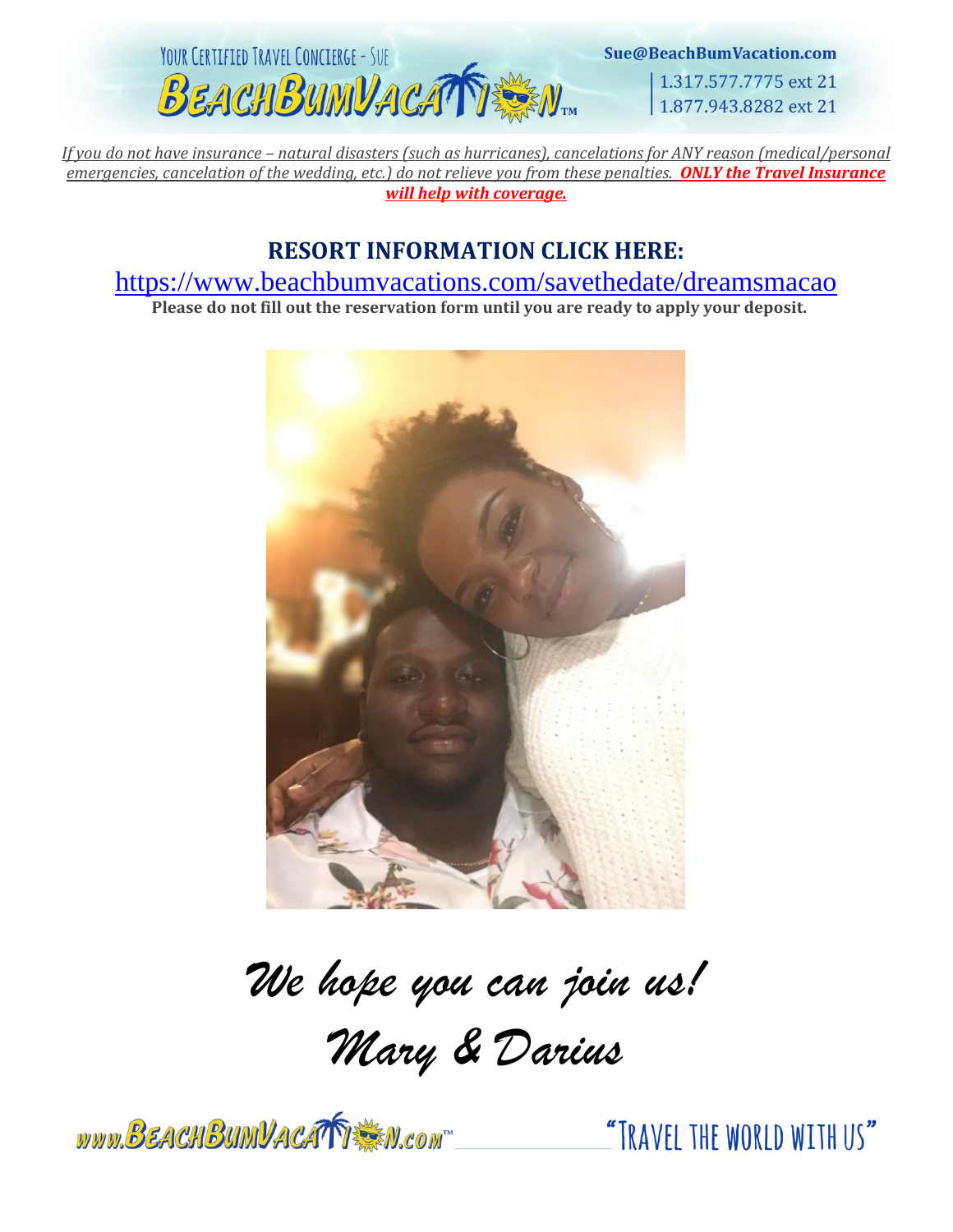*If you do not have insurance – natural disasters (such as hurricanes), cancelations for ANY reason (medical/personal emergencies, cancelation of the wedding, etc.) do not relieve you from these penalties.* ***ONLY the Travel Insurance will help with coverage.***

## RESORT INFORMATION CLICK HERE:

https://www.beachbumvacations.com/savethedate/dreamsmacao

**Please do not fill out the reservation form until you are ready to apply your deposit.**

*We hope you can join us!*

*Mary & Darius*